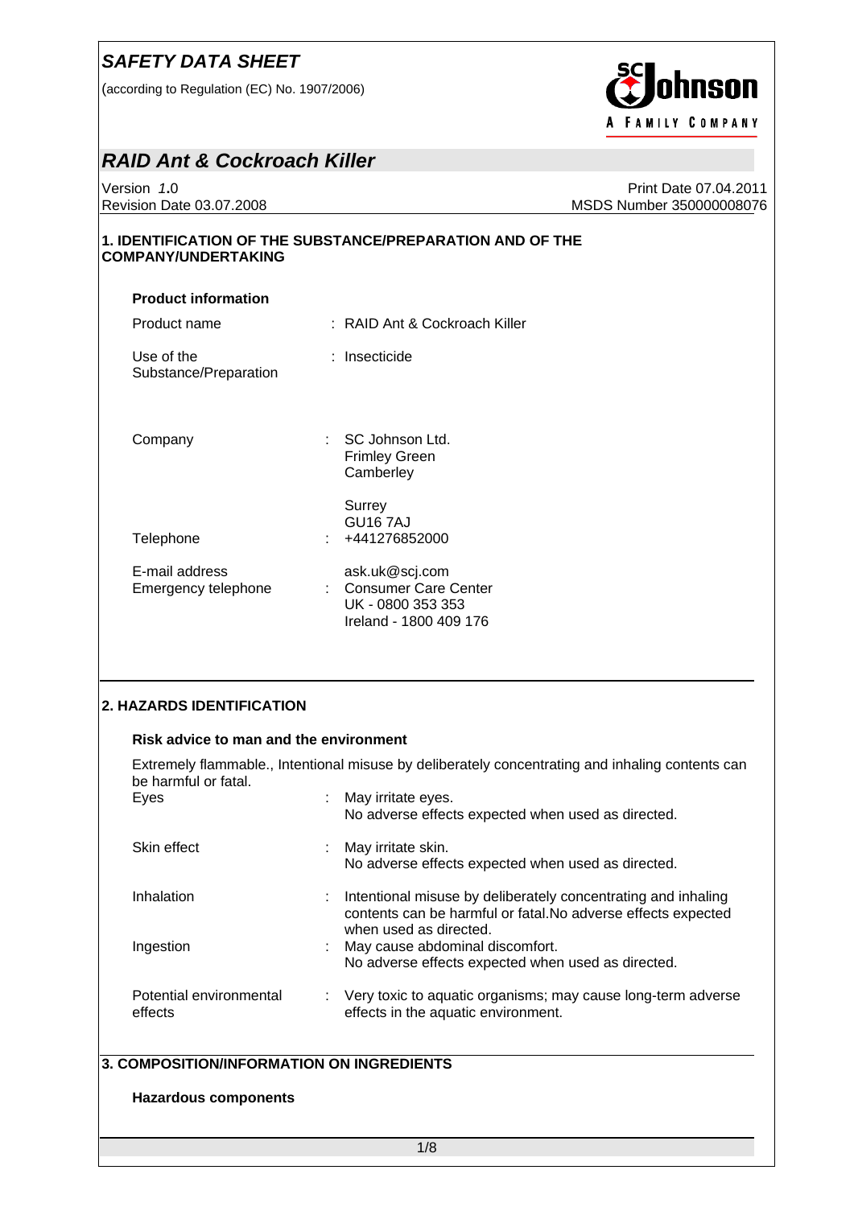# SAFETY DATA SHEET

(according to Regulation (EC) No. 1907/2006)

SC Johnson
A FAMILY COMPANY

## RAID Ant & Cockroach Killer

Version *1*.0
Revision Date 03.07.2008

Print Date 07.04.2011
MSDS Number 350000008076

### 1. IDENTIFICATION OF THE SUBSTANCE/PREPARATION AND OF THE COMPANY/UNDERTAKING

**Product information**

| | | |
|---|---|---|
| Product name | : | RAID Ant & Cockroach Killer |
| Use of the Substance/Preparation | : | Insecticide |
| Company | : | SC Johnson Ltd.<br>Frimley Green<br>Camberley<br><br>Surrey<br>GU16 7AJ |
| Telephone | : | +441276852000 |
| E-mail address | | ask.uk@scj.com |
| Emergency telephone | : | Consumer Care Center<br>UK - 0800 353 353<br>Ireland - 1800 409 176 |

### 2. HAZARDS IDENTIFICATION

**Risk advice to man and the environment**

Extremely flammable., Intentional misuse by deliberately concentrating and inhaling contents can be harmful or fatal.

| | | |
|---|---|---|
| Eyes | : | May irritate eyes.<br>No adverse effects expected when used as directed. |
| Skin effect | : | May irritate skin.<br>No adverse effects expected when used as directed. |
| Inhalation | : | Intentional misuse by deliberately concentrating and inhaling contents can be harmful or fatal.No adverse effects expected when used as directed. |
| Ingestion | : | May cause abdominal discomfort.<br>No adverse effects expected when used as directed. |
| Potential environmental effects | : | Very toxic to aquatic organisms; may cause long-term adverse effects in the aquatic environment. |

### 3. COMPOSITION/INFORMATION ON INGREDIENTS

**Hazardous components**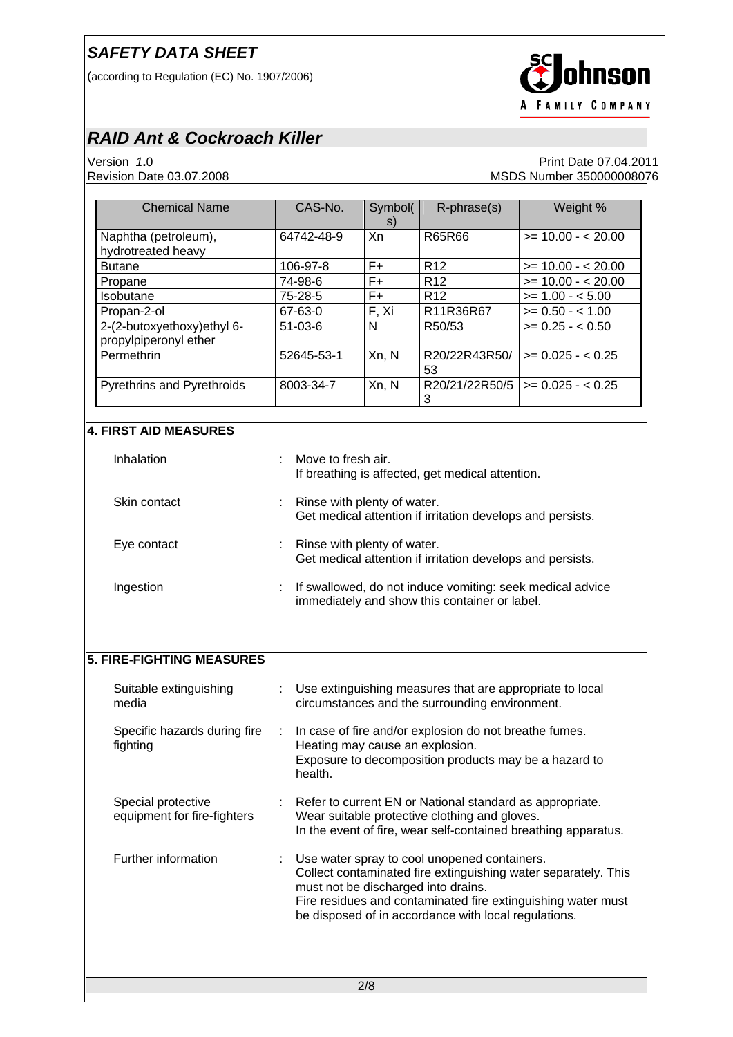| Chemical Name | CAS-No. | Symbol(s) | R-phrase(s) | Weight % |
|---|---|---|---|---|
| Naphtha (petroleum), hydrotreated heavy | 64742-48-9 | Xn | R65R66 | >= 10.00 - < 20.00 |
| Butane | 106-97-8 | F+ | R12 | >= 10.00 - < 20.00 |
| Propane | 74-98-6 | F+ | R12 | >= 10.00 - < 20.00 |
| Isobutane | 75-28-5 | F+ | R12 | >= 1.00 - < 5.00 |
| Propan-2-ol | 67-63-0 | F, Xi | R11R36R67 | >= 0.50 - < 1.00 |
| 2-(2-butoxyethoxy)ethyl 6-propylpiperonyl ether | 51-03-6 | N | R50/53 | >= 0.25 - < 0.50 |
| Permethrin | 52645-53-1 | Xn, N | R20/22R43R50/53 | >= 0.025 - < 0.25 |
| Pyrethrins and Pyrethroids | 8003-34-7 | Xn, N | R20/21/22R50/53 | >= 0.025 - < 0.25 |

## 4. FIRST AID MEASURES

| | | |
|---|---|---|
| Inhalation | : | Move to fresh air. If breathing is affected, get medical attention. |
| Skin contact | : | Rinse with plenty of water. Get medical attention if irritation develops and persists. |
| Eye contact | : | Rinse with plenty of water. Get medical attention if irritation develops and persists. |
| Ingestion | : | If swallowed, do not induce vomiting: seek medical advice immediately and show this container or label. |

## 5. FIRE-FIGHTING MEASURES

| | | |
|---|---|---|
| Suitable extinguishing media | : | Use extinguishing measures that are appropriate to local circumstances and the surrounding environment. |
| Specific hazards during fire fighting | : | In case of fire and/or explosion do not breathe fumes. Heating may cause an explosion. Exposure to decomposition products may be a hazard to health. |
| Special protective equipment for fire-fighters | : | Refer to current EN or National standard as appropriate. Wear suitable protective clothing and gloves. In the event of fire, wear self-contained breathing apparatus. |
| Further information | : | Use water spray to cool unopened containers. Collect contaminated fire extinguishing water separately. This must not be discharged into drains. Fire residues and contaminated fire extinguishing water must be disposed of in accordance with local regulations. |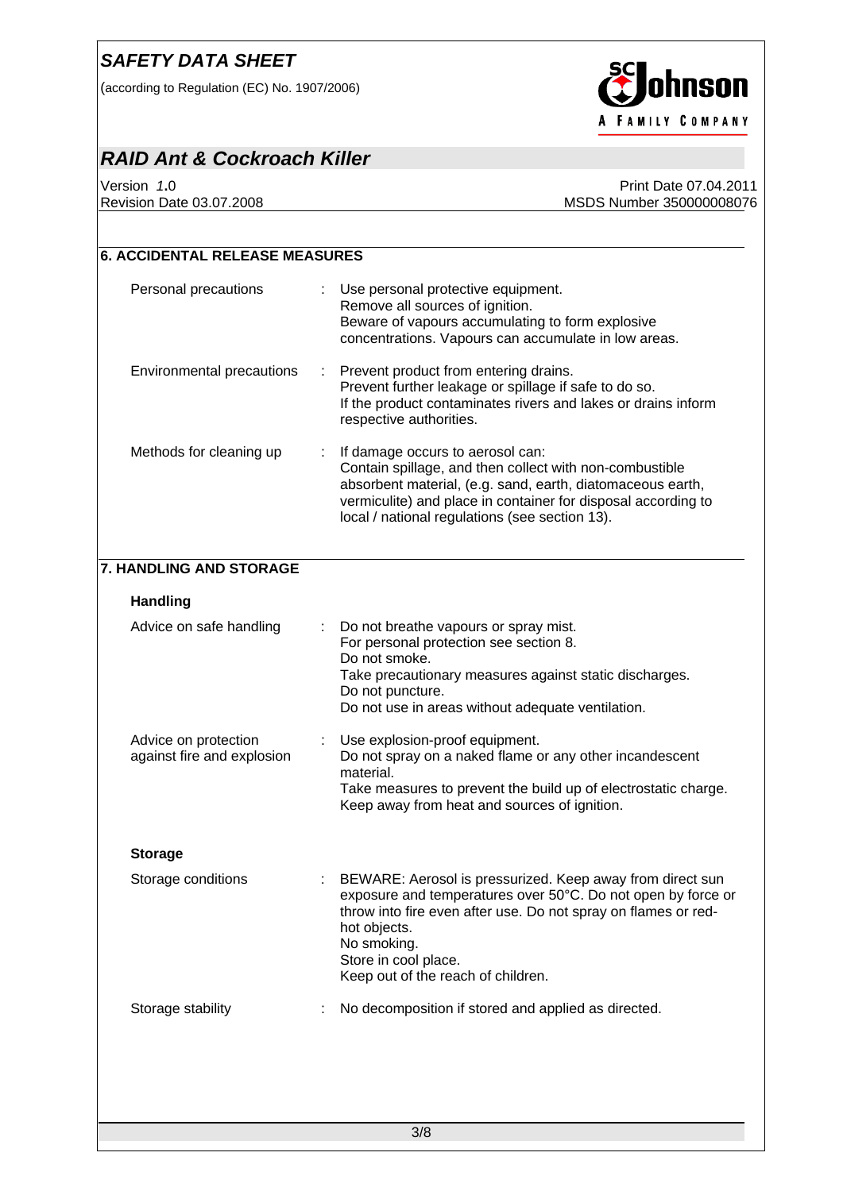## 6. ACCIDENTAL RELEASE MEASURES

| | | |
|---|---|---|
| Personal precautions | : | Use personal protective equipment.<br>Remove all sources of ignition.<br>Beware of vapours accumulating to form explosive concentrations. Vapours can accumulate in low areas. |
| Environmental precautions | : | Prevent product from entering drains.<br>Prevent further leakage or spillage if safe to do so.<br>If the product contaminates rivers and lakes or drains inform respective authorities. |
| Methods for cleaning up | : | If damage occurs to aerosol can:<br>Contain spillage, and then collect with non-combustible absorbent material, (e.g. sand, earth, diatomaceous earth, vermiculite) and place in container for disposal according to local / national regulations (see section 13). |

## 7. HANDLING AND STORAGE

### Handling

| | | |
|---|---|---|
| Advice on safe handling | : | Do not breathe vapours or spray mist.<br>For personal protection see section 8.<br>Do not smoke.<br>Take precautionary measures against static discharges.<br>Do not puncture.<br>Do not use in areas without adequate ventilation. |
| Advice on protection against fire and explosion | : | Use explosion-proof equipment.<br>Do not spray on a naked flame or any other incandescent material.<br>Take measures to prevent the build up of electrostatic charge.<br>Keep away from heat and sources of ignition. |

### Storage

| | | |
|---|---|---|
| Storage conditions | : | BEWARE: Aerosol is pressurized. Keep away from direct sun exposure and temperatures over 50°C. Do not open by force or throw into fire even after use. Do not spray on flames or red-hot objects.<br>No smoking.<br>Store in cool place.<br>Keep out of the reach of children. |
| Storage stability | : | No decomposition if stored and applied as directed. |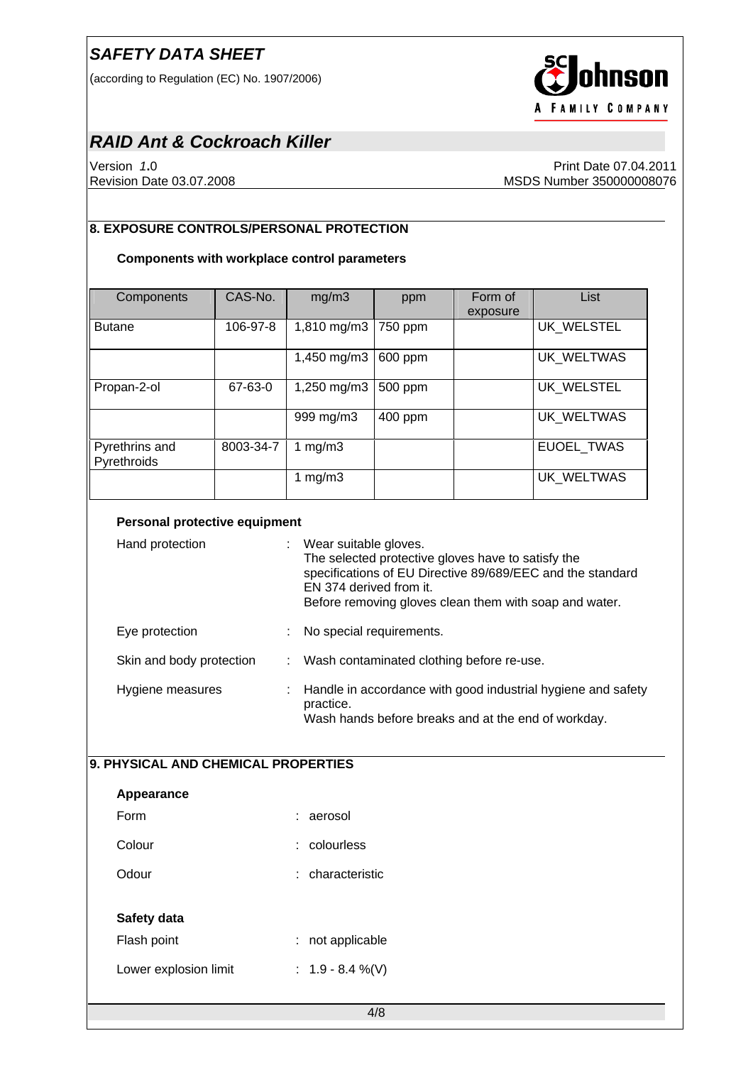## 8. EXPOSURE CONTROLS/PERSONAL PROTECTION

**Components with workplace control parameters**

| Components | CAS-No. | mg/m3 | ppm | Form of exposure | List |
|---|---|---|---|---|---|
| Butane | 106-97-8 | 1,810 mg/m3 | 750 ppm | | UK_WELSTEL |
| | | 1,450 mg/m3 | 600 ppm | | UK_WELTWAS |
| Propan-2-ol | 67-63-0 | 1,250 mg/m3 | 500 ppm | | UK_WELSTEL |
| | | 999 mg/m3 | 400 ppm | | UK_WELTWAS |
| Pyrethrins and Pyrethroids | 8003-34-7 | 1 mg/m3 | | | EUOEL_TWAS |
| | | 1 mg/m3 | | | UK_WELTWAS |

**Personal protective equipment**

Hand protection : Wear suitable gloves.
The selected protective gloves have to satisfy the specifications of EU Directive 89/689/EEC and the standard EN 374 derived from it.
Before removing gloves clean them with soap and water.

Eye protection : No special requirements.

Skin and body protection : Wash contaminated clothing before re-use.

Hygiene measures : Handle in accordance with good industrial hygiene and safety practice.
Wash hands before breaks and at the end of workday.

## 9. PHYSICAL AND CHEMICAL PROPERTIES

**Appearance**

Form : aerosol

Colour : colourless

Odour : characteristic

**Safety data**

Flash point : not applicable

Lower explosion limit : 1.9 - 8.4 %(V)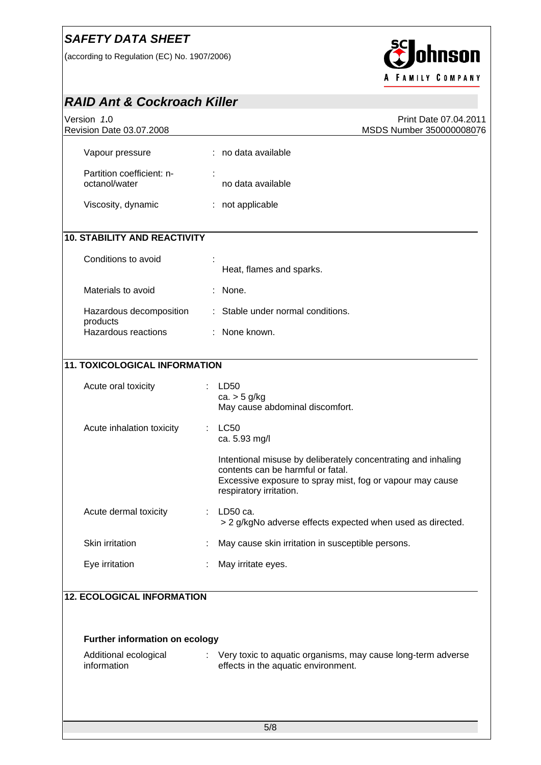| | | |
|---|---|---|
| Vapour pressure | : | no data available |
| Partition coefficient: n-octanol/water | : | no data available |
| Viscosity, dynamic | : | not applicable |

## 10. STABILITY AND REACTIVITY

| | | |
|---|---|---|
| Conditions to avoid | : | Heat, flames and sparks. |
| Materials to avoid | : | None. |
| Hazardous decomposition products | : | Stable under normal conditions. |
| Hazardous reactions | : | None known. |

## 11. TOXICOLOGICAL INFORMATION

| | | |
|---|---|---|
| Acute oral toxicity | : | LD50<br>ca. > 5 g/kg<br>May cause abdominal discomfort. |
| Acute inhalation toxicity | : | LC50<br>ca. 5.93 mg/l<br><br>Intentional misuse by deliberately concentrating and inhaling contents can be harmful or fatal.<br>Excessive exposure to spray mist, fog or vapour may cause respiratory irritation. |
| Acute dermal toxicity | : | LD50 ca.<br>> 2 g/kgNo adverse effects expected when used as directed. |
| Skin irritation | : | May cause skin irritation in susceptible persons. |
| Eye irritation | : | May irritate eyes. |

## 12. ECOLOGICAL INFORMATION

**Further information on ecology**

| | | |
|---|---|---|
| Additional ecological information | : | Very toxic to aquatic organisms, may cause long-term adverse effects in the aquatic environment. |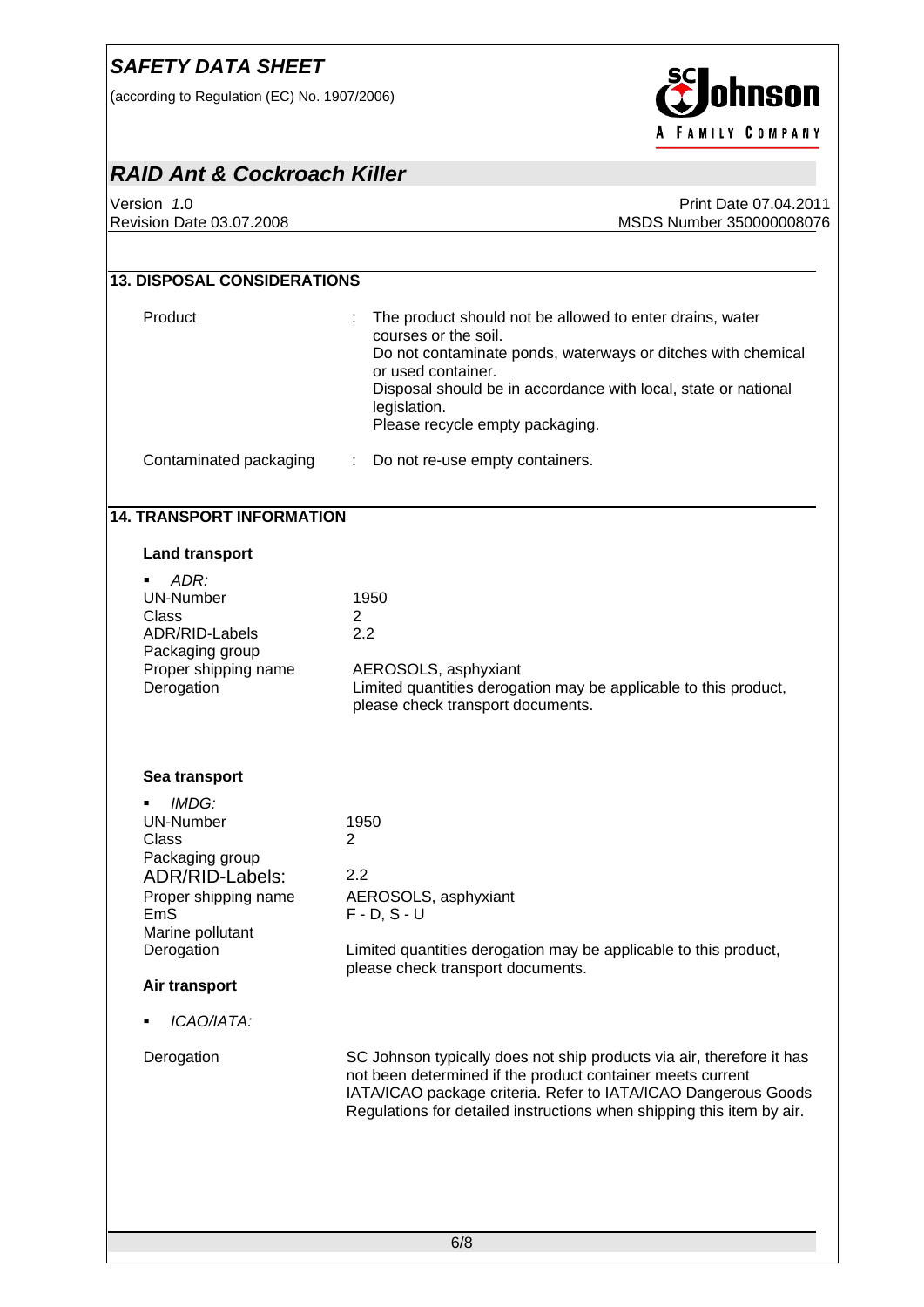## 13. DISPOSAL CONSIDERATIONS

| | |
|---|---|
| Product | : The product should not be allowed to enter drains, water courses or the soil.<br>Do not contaminate ponds, waterways or ditches with chemical or used container.<br>Disposal should be in accordance with local, state or national legislation.<br>Please recycle empty packaging. |
| Contaminated packaging | : Do not re-use empty containers. |

## 14. TRANSPORT INFORMATION

**Land transport**

- *ADR:*

| | |
|---|---|
| UN-Number | 1950 |
| Class | 2 |
| ADR/RID-Labels | 2.2 |
| Packaging group | |
| Proper shipping name | AEROSOLS, asphyxiant |
| Derogation | Limited quantities derogation may be applicable to this product, please check transport documents. |

**Sea transport**

- *IMDG:*

| | |
|---|---|
| UN-Number | 1950 |
| Class | 2 |
| Packaging group | |
| ADR/RID-Labels: | 2.2 |
| Proper shipping name | AEROSOLS, asphyxiant |
| EmS | F - D, S - U |
| Marine pollutant | |
| Derogation | Limited quantities derogation may be applicable to this product, please check transport documents. |

**Air transport**

- *ICAO/IATA:*

| | |
|---|---|
| Derogation | SC Johnson typically does not ship products via air, therefore it has not been determined if the product container meets current IATA/ICAO package criteria. Refer to IATA/ICAO Dangerous Goods Regulations for detailed instructions when shipping this item by air. |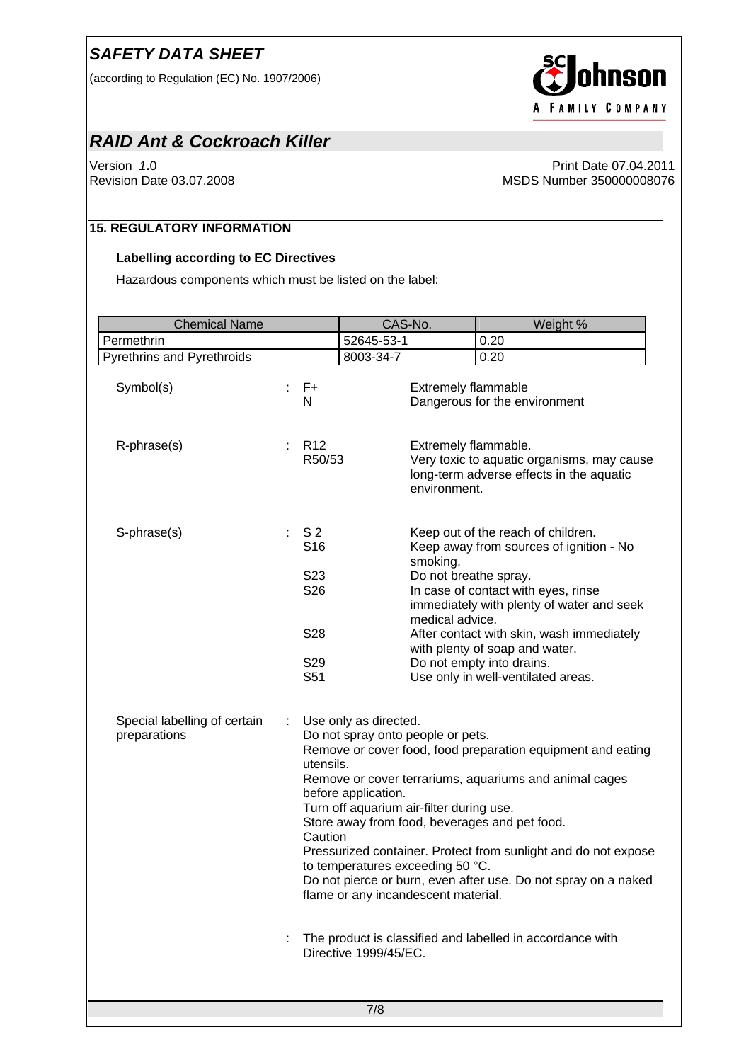## 15. REGULATORY INFORMATION

### Labelling according to EC Directives

Hazardous components which must be listed on the label:

| Chemical Name | CAS-No. | Weight % |
|---|---|---|
| Permethrin | 52645-53-1 | 0.20 |
| Pyrethrins and Pyrethroids | 8003-34-7 | 0.20 |

Symbol(s) :

- F+ — Extremely flammable
- N — Dangerous for the environment

R-phrase(s) :

- R12 — Extremely flammable.
- R50/53 — Very toxic to aquatic organisms, may cause long-term adverse effects in the aquatic environment.

S-phrase(s) :

- S 2 — Keep out of the reach of children.
- S16 — Keep away from sources of ignition - No smoking.
- S23 — Do not breathe spray.
- S26 — In case of contact with eyes, rinse immediately with plenty of water and seek medical advice.
- S28 — After contact with skin, wash immediately with plenty of soap and water.
- S29 — Do not empty into drains.
- S51 — Use only in well-ventilated areas.

Special labelling of certain preparations : Use only as directed.
Do not spray onto people or pets.
Remove or cover food, food preparation equipment and eating utensils.
Remove or cover terrariums, aquariums and animal cages before application.
Turn off aquarium air-filter during use.
Store away from food, beverages and pet food.
Caution
Pressurized container. Protect from sunlight and do not expose to temperatures exceeding 50 °C.
Do not pierce or burn, even after use. Do not spray on a naked flame or any incandescent material.

: The product is classified and labelled in accordance with Directive 1999/45/EC.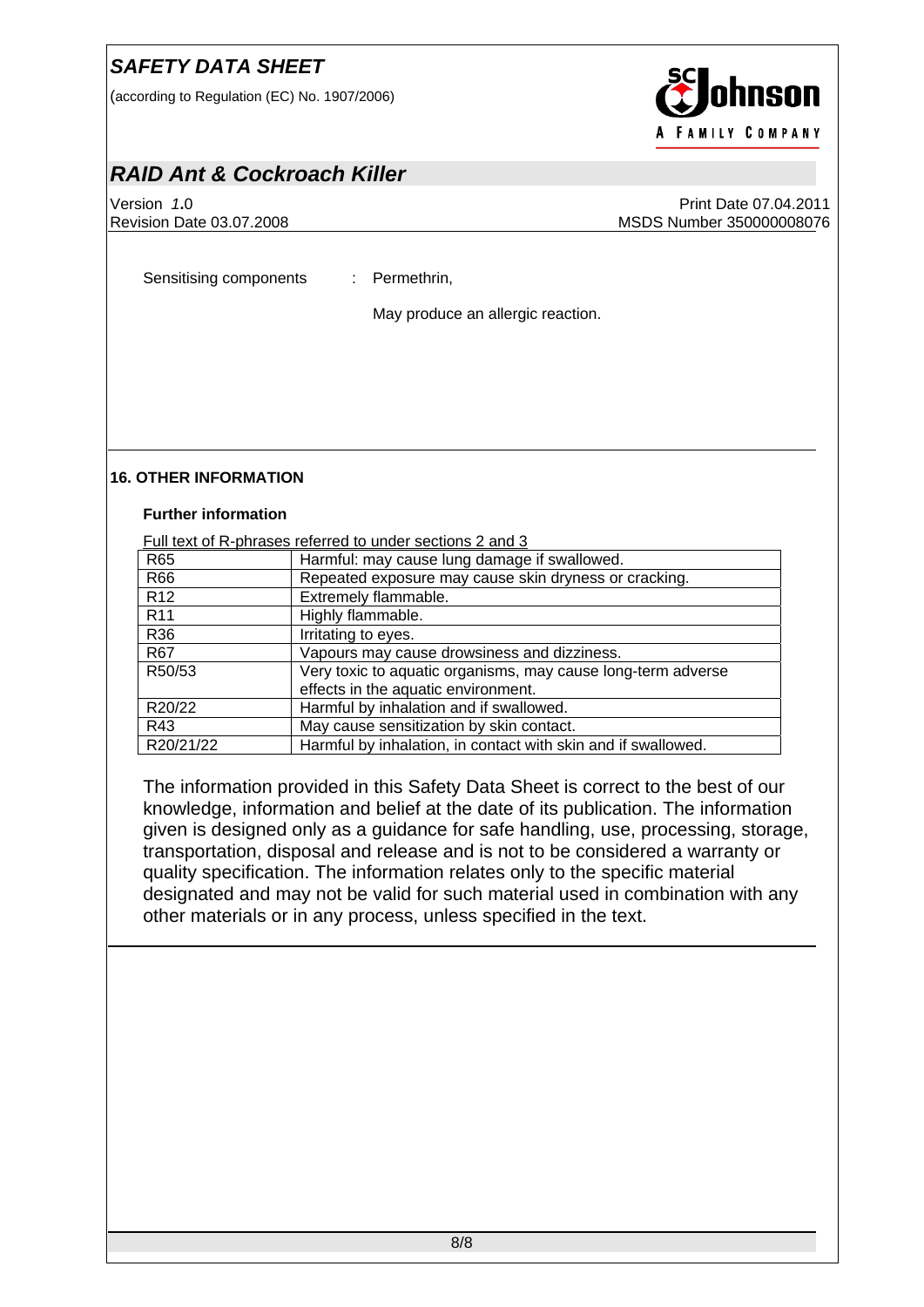Sensitising components : Permethrin,

May produce an allergic reaction.

## 16. OTHER INFORMATION

### Further information

Full text of R-phrases referred to under sections 2 and 3

| | |
|---|---|
| R65 | Harmful: may cause lung damage if swallowed. |
| R66 | Repeated exposure may cause skin dryness or cracking. |
| R12 | Extremely flammable. |
| R11 | Highly flammable. |
| R36 | Irritating to eyes. |
| R67 | Vapours may cause drowsiness and dizziness. |
| R50/53 | Very toxic to aquatic organisms, may cause long-term adverse effects in the aquatic environment. |
| R20/22 | Harmful by inhalation and if swallowed. |
| R43 | May cause sensitization by skin contact. |
| R20/21/22 | Harmful by inhalation, in contact with skin and if swallowed. |

The information provided in this Safety Data Sheet is correct to the best of our knowledge, information and belief at the date of its publication. The information given is designed only as a guidance for safe handling, use, processing, storage, transportation, disposal and release and is not to be considered a warranty or quality specification. The information relates only to the specific material designated and may not be valid for such material used in combination with any other materials or in any process, unless specified in the text.